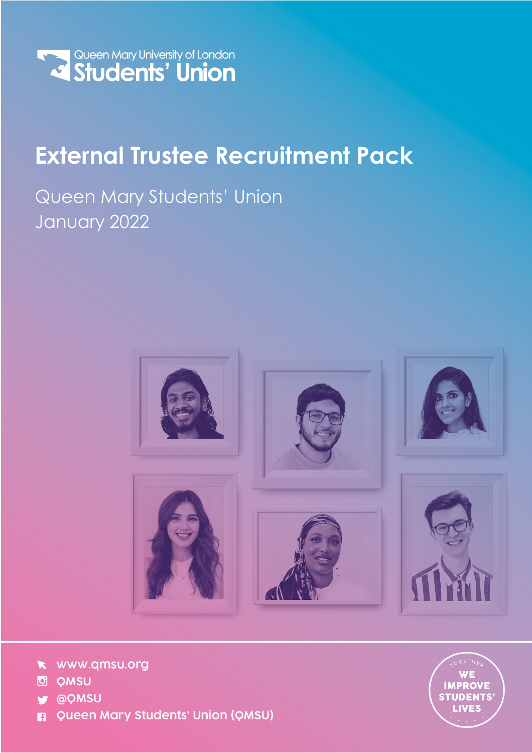Queen Mary University of London
Students' Union

# External Trustee Recruitment Pack

Queen Mary Students' Union
January 2022

www.qmsu.org
QMSU
@QMSU
Queen Mary Students' Union (QMSU)

TOGETHER WE IMPROVE STUDENTS' LIVES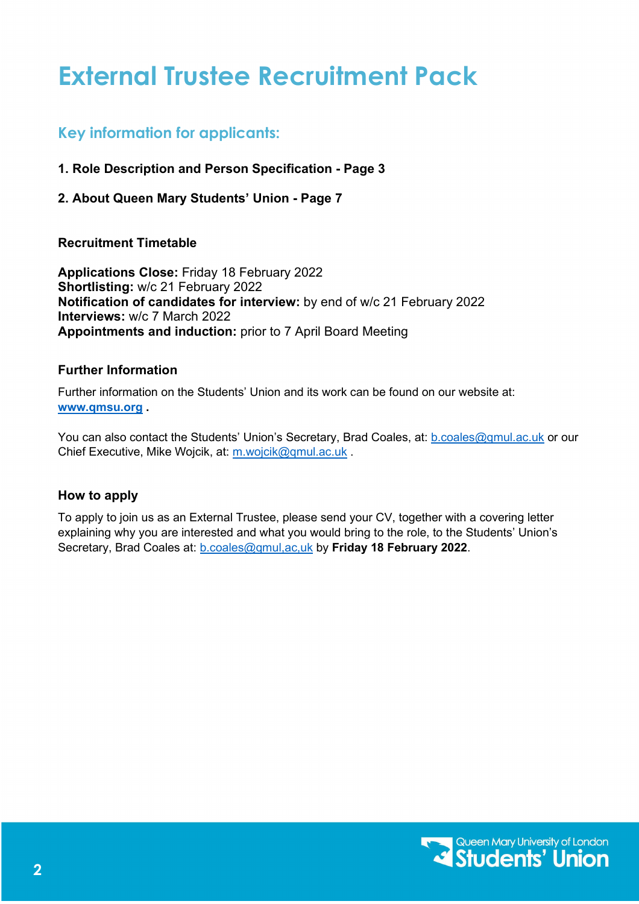# External Trustee Recruitment Pack

## Key information for applicants:

**1. Role Description and Person Specification - Page 3**

**2. About Queen Mary Students' Union - Page 7**

### Recruitment Timetable

**Applications Close:** Friday 18 February 2022
**Shortlisting:** w/c 21 February 2022
**Notification of candidates for interview:** by end of w/c 21 February 2022
**Interviews:** w/c 7 March 2022
**Appointments and induction:** prior to 7 April Board Meeting

### Further Information

Further information on the Students' Union and its work can be found on our website at: **www.qmsu.org** .

You can also contact the Students' Union's Secretary, Brad Coales, at: b.coales@qmul.ac.uk or our Chief Executive, Mike Wojcik, at: m.wojcik@qmul.ac.uk .

### How to apply

To apply to join us as an External Trustee, please send your CV, together with a covering letter explaining why you are interested and what you would bring to the role, to the Students' Union's Secretary, Brad Coales at: b.coales@qmul,ac,uk by **Friday 18 February 2022**.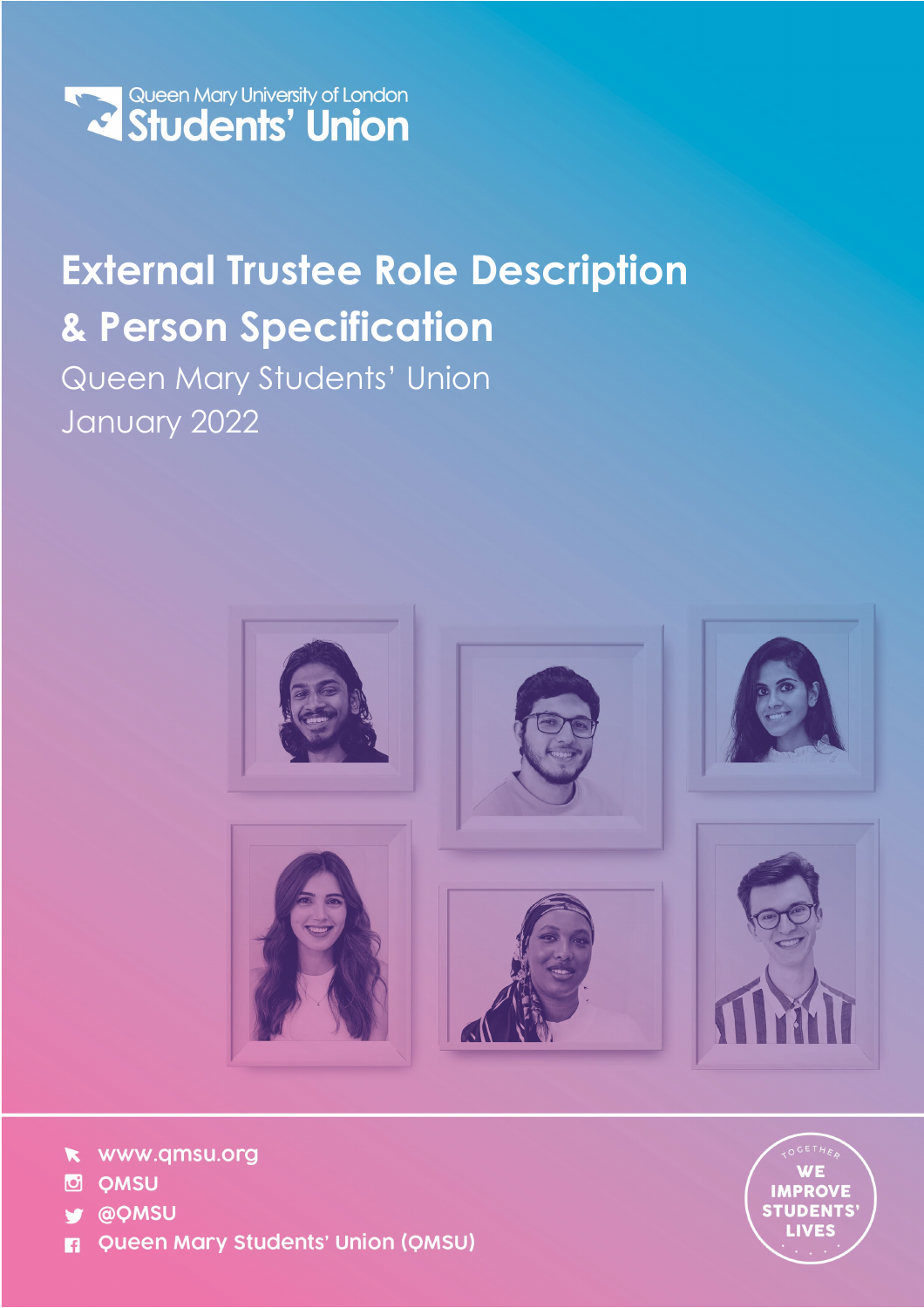Queen Mary University of London
Students' Union

# External Trustee Role Description & Person Specification

Queen Mary Students' Union

January 2022

www.qmsu.org

QMSU

@QMSU

Queen Mary Students' Union (QMSU)

TOGETHER WE IMPROVE STUDENTS' LIVES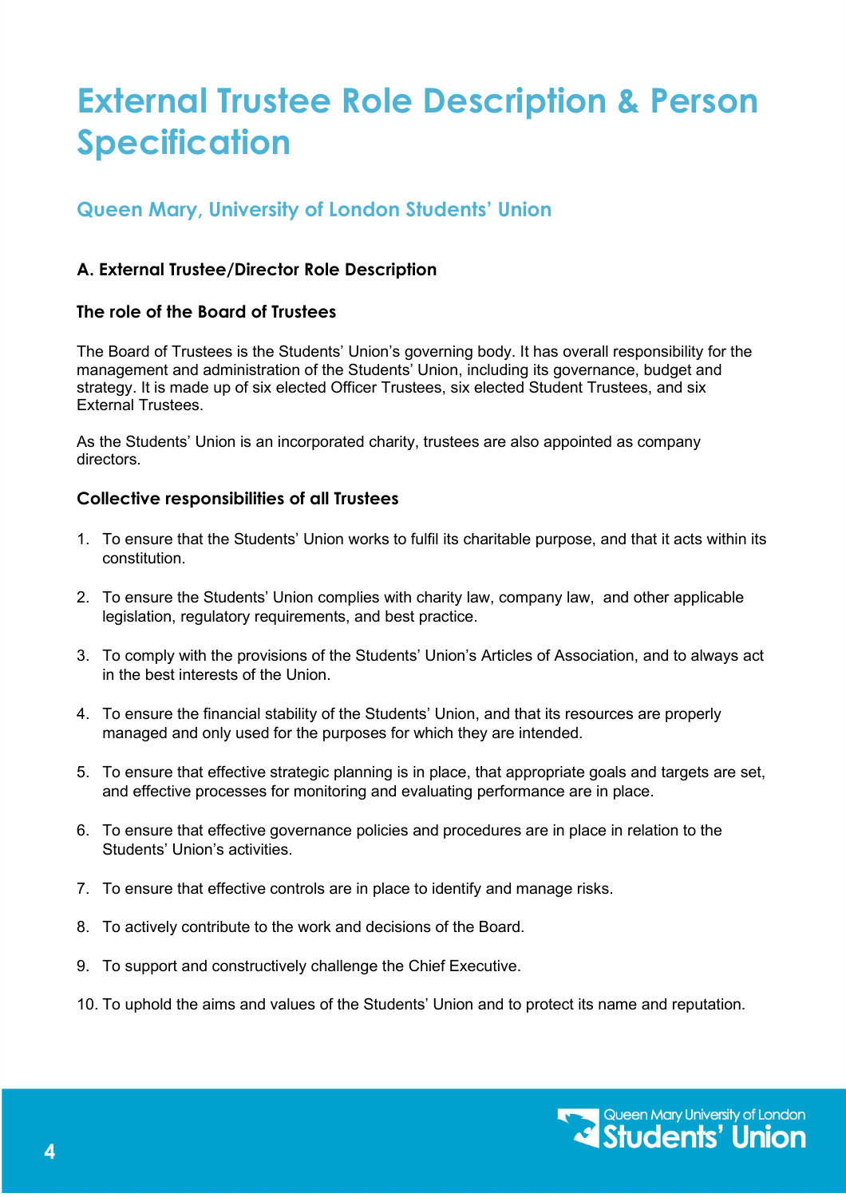# External Trustee Role Description & Person Specification

## Queen Mary, University of London Students' Union

### A. External Trustee/Director Role Description

#### The role of the Board of Trustees

The Board of Trustees is the Students' Union's governing body. It has overall responsibility for the management and administration of the Students' Union, including its governance, budget and strategy. It is made up of six elected Officer Trustees, six elected Student Trustees, and six External Trustees.

As the Students' Union is an incorporated charity, trustees are also appointed as company directors.

#### Collective responsibilities of all Trustees

1. To ensure that the Students' Union works to fulfil its charitable purpose, and that it acts within its constitution.
2. To ensure the Students' Union complies with charity law, company law, and other applicable legislation, regulatory requirements, and best practice.
3. To comply with the provisions of the Students' Union's Articles of Association, and to always act in the best interests of the Union.
4. To ensure the financial stability of the Students' Union, and that its resources are properly managed and only used for the purposes for which they are intended.
5. To ensure that effective strategic planning is in place, that appropriate goals and targets are set, and effective processes for monitoring and evaluating performance are in place.
6. To ensure that effective governance policies and procedures are in place in relation to the Students' Union's activities.
7. To ensure that effective controls are in place to identify and manage risks.
8. To actively contribute to the work and decisions of the Board.
9. To support and constructively challenge the Chief Executive.
10. To uphold the aims and values of the Students' Union and to protect its name and reputation.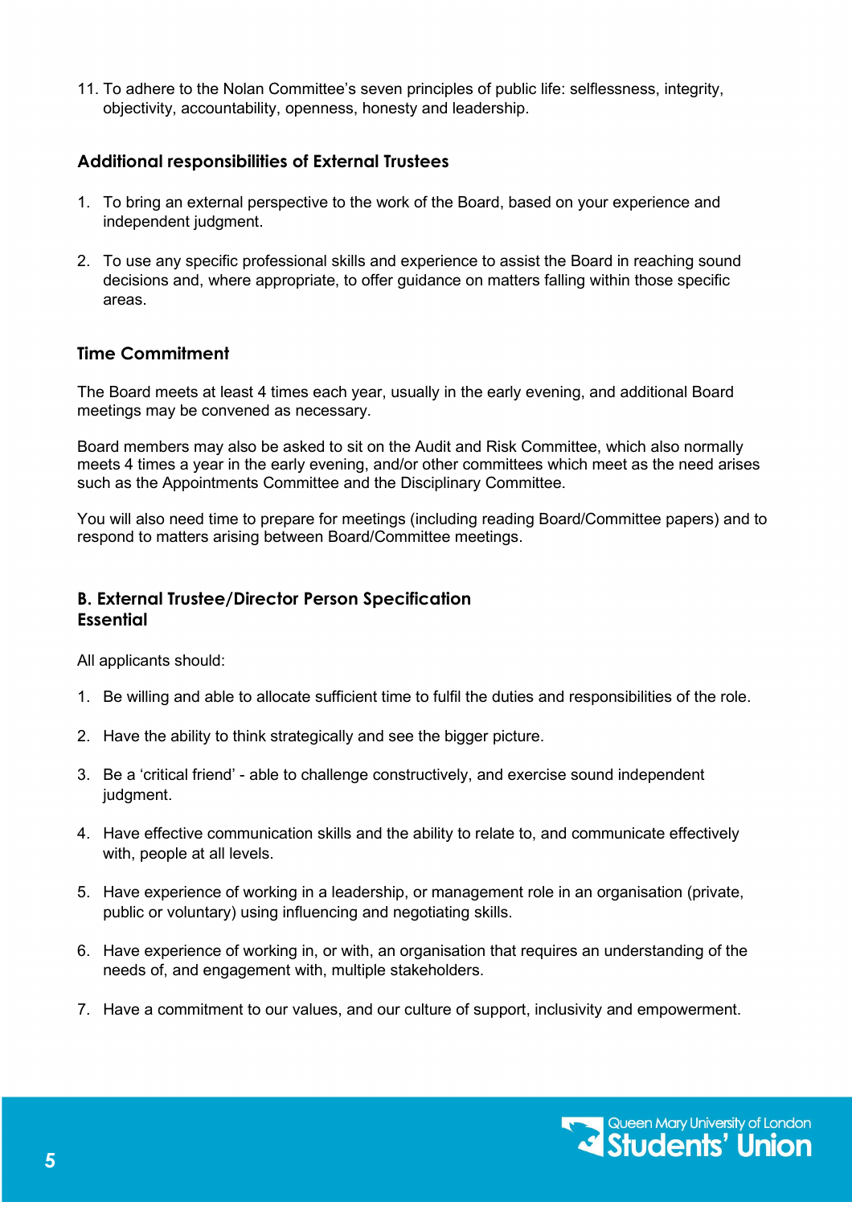11. To adhere to the Nolan Committee's seven principles of public life: selflessness, integrity, objectivity, accountability, openness, honesty and leadership.

### Additional responsibilities of External Trustees

1. To bring an external perspective to the work of the Board, based on your experience and independent judgment.

2. To use any specific professional skills and experience to assist the Board in reaching sound decisions and, where appropriate, to offer guidance on matters falling within those specific areas.

### Time Commitment

The Board meets at least 4 times each year, usually in the early evening, and additional Board meetings may be convened as necessary.

Board members may also be asked to sit on the Audit and Risk Committee, which also normally meets 4 times a year in the early evening, and/or other committees which meet as the need arises such as the Appointments Committee and the Disciplinary Committee.

You will also need time to prepare for meetings (including reading Board/Committee papers) and to respond to matters arising between Board/Committee meetings.

## B. External Trustee/Director Person Specification

### Essential

All applicants should:

1. Be willing and able to allocate sufficient time to fulfil the duties and responsibilities of the role.

2. Have the ability to think strategically and see the bigger picture.

3. Be a 'critical friend' - able to challenge constructively, and exercise sound independent judgment.

4. Have effective communication skills and the ability to relate to, and communicate effectively with, people at all levels.

5. Have experience of working in a leadership, or management role in an organisation (private, public or voluntary) using influencing and negotiating skills.

6. Have experience of working in, or with, an organisation that requires an understanding of the needs of, and engagement with, multiple stakeholders.

7. Have a commitment to our values, and our culture of support, inclusivity and empowerment.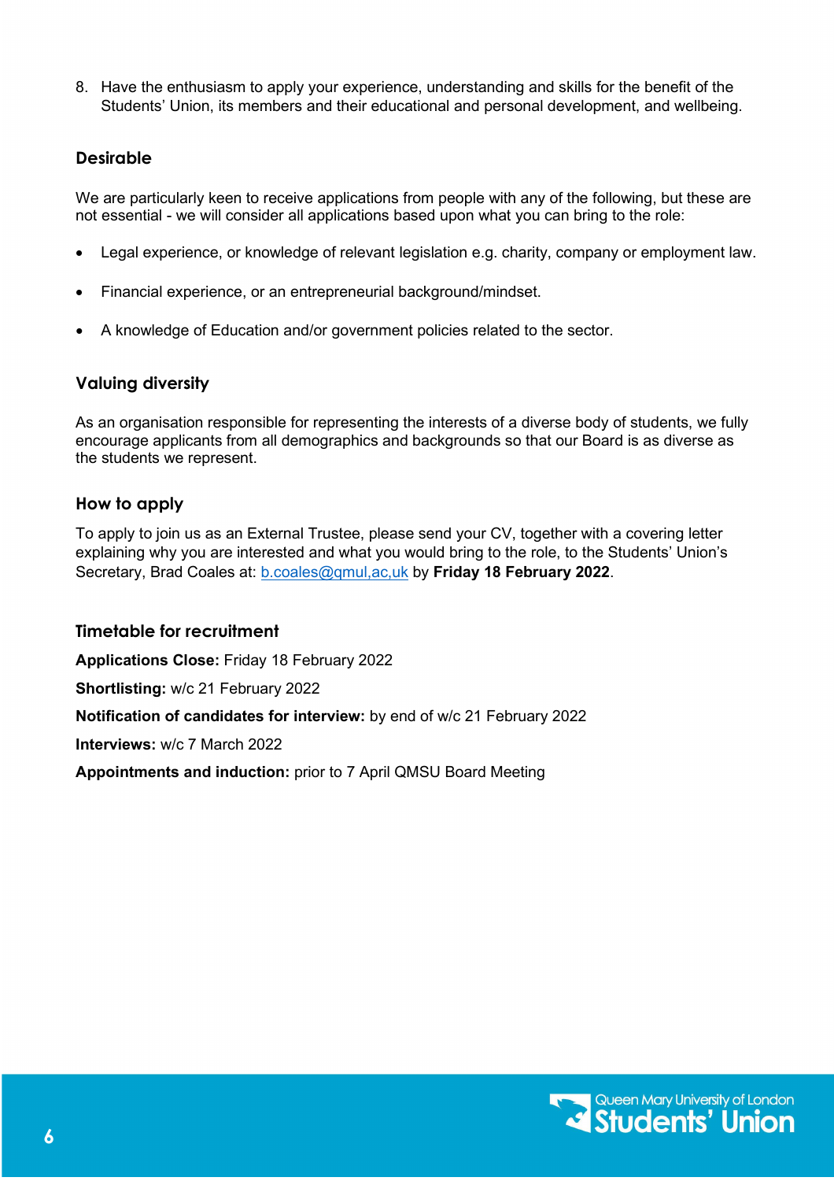8. Have the enthusiasm to apply your experience, understanding and skills for the benefit of the Students' Union, its members and their educational and personal development, and wellbeing.

### Desirable

We are particularly keen to receive applications from people with any of the following, but these are not essential - we will consider all applications based upon what you can bring to the role:

- Legal experience, or knowledge of relevant legislation e.g. charity, company or employment law.
- Financial experience, or an entrepreneurial background/mindset.
- A knowledge of Education and/or government policies related to the sector.

### Valuing diversity

As an organisation responsible for representing the interests of a diverse body of students, we fully encourage applicants from all demographics and backgrounds so that our Board is as diverse as the students we represent.

### How to apply

To apply to join us as an External Trustee, please send your CV, together with a covering letter explaining why you are interested and what you would bring to the role, to the Students' Union's Secretary, Brad Coales at: b.coales@qmul,ac,uk by **Friday 18 February 2022**.

### Timetable for recruitment

**Applications Close:** Friday 18 February 2022

**Shortlisting:** w/c 21 February 2022

**Notification of candidates for interview:** by end of w/c 21 February 2022

**Interviews:** w/c 7 March 2022

**Appointments and induction:** prior to 7 April QMSU Board Meeting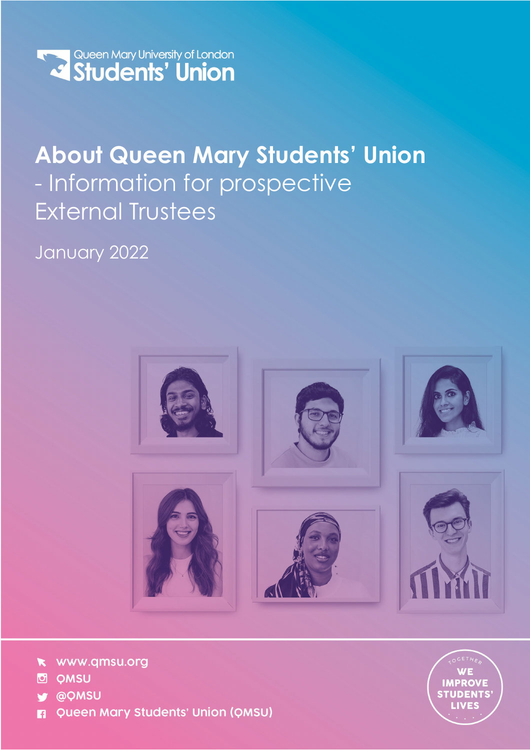Queen Mary University of London
Students' Union

# About Queen Mary Students' Union

## - Information for prospective External Trustees

January 2022

www.qmsu.org

QMSU

@QMSU

Queen Mary Students' Union (QMSU)

TOGETHER WE IMPROVE STUDENTS' LIVES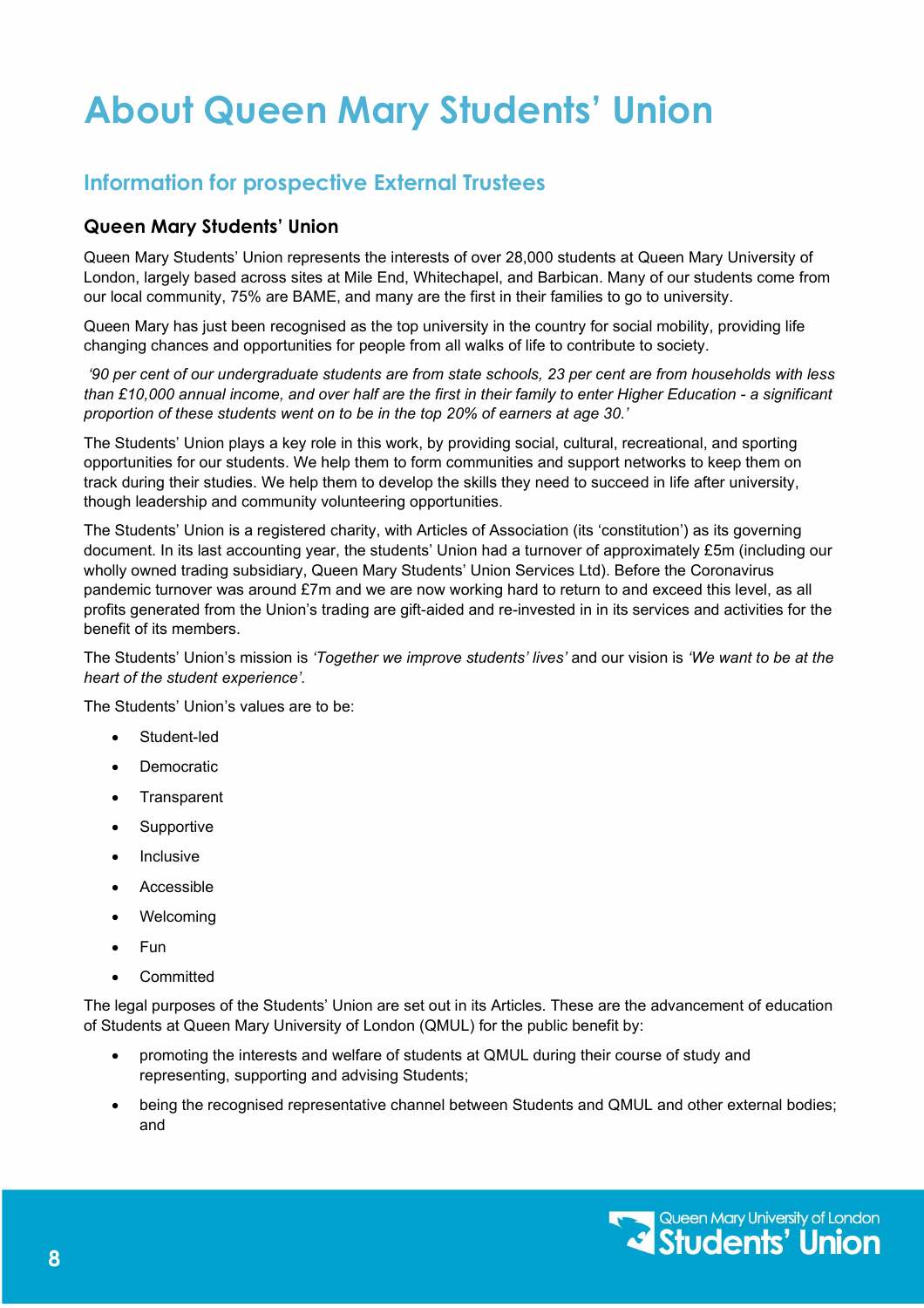# About Queen Mary Students' Union

## Information for prospective External Trustees

### Queen Mary Students' Union

Queen Mary Students' Union represents the interests of over 28,000 students at Queen Mary University of London, largely based across sites at Mile End, Whitechapel, and Barbican. Many of our students come from our local community, 75% are BAME, and many are the first in their families to go to university.

Queen Mary has just been recognised as the top university in the country for social mobility, providing life changing chances and opportunities for people from all walks of life to contribute to society.

*'90 per cent of our undergraduate students are from state schools, 23 per cent are from households with less than £10,000 annual income, and over half are the first in their family to enter Higher Education - a significant proportion of these students went on to be in the top 20% of earners at age 30.'*

The Students' Union plays a key role in this work, by providing social, cultural, recreational, and sporting opportunities for our students. We help them to form communities and support networks to keep them on track during their studies. We help them to develop the skills they need to succeed in life after university, though leadership and community volunteering opportunities.

The Students' Union is a registered charity, with Articles of Association (its 'constitution') as its governing document. In its last accounting year, the students' Union had a turnover of approximately £5m (including our wholly owned trading subsidiary, Queen Mary Students' Union Services Ltd). Before the Coronavirus pandemic turnover was around £7m and we are now working hard to return to and exceed this level, as all profits generated from the Union's trading are gift-aided and re-invested in in its services and activities for the benefit of its members.

The Students' Union's mission is *'Together we improve students' lives'* and our vision is *'We want to be at the heart of the student experience'.*

The Students' Union's values are to be:

- Student-led
- Democratic
- Transparent
- Supportive
- Inclusive
- Accessible
- Welcoming
- Fun
- Committed

The legal purposes of the Students' Union are set out in its Articles. These are the advancement of education of Students at Queen Mary University of London (QMUL) for the public benefit by:

- promoting the interests and welfare of students at QMUL during their course of study and representing, supporting and advising Students;
- being the recognised representative channel between Students and QMUL and other external bodies; and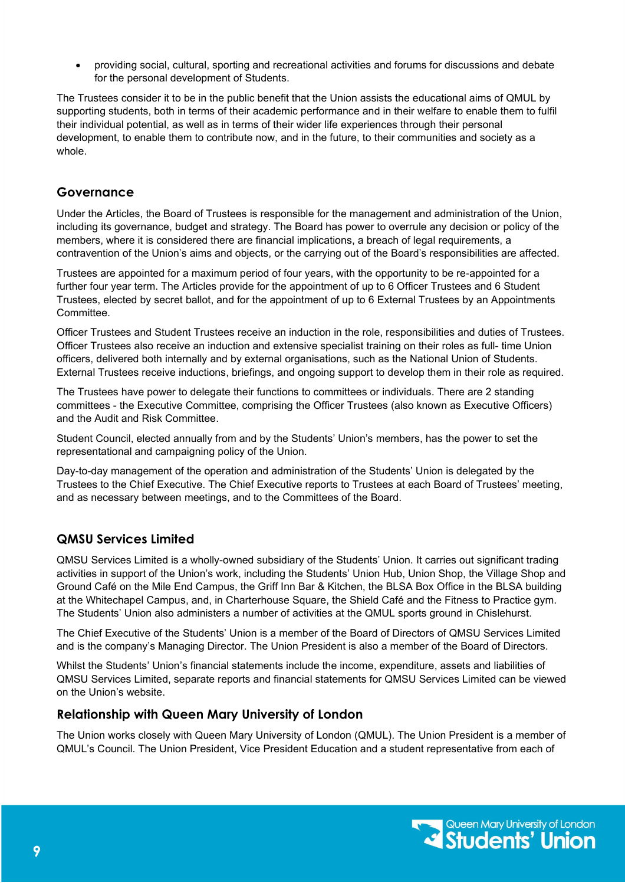- providing social, cultural, sporting and recreational activities and forums for discussions and debate for the personal development of Students.

The Trustees consider it to be in the public benefit that the Union assists the educational aims of QMUL by supporting students, both in terms of their academic performance and in their welfare to enable them to fulfil their individual potential, as well as in terms of their wider life experiences through their personal development, to enable them to contribute now, and in the future, to their communities and society as a whole.

## Governance

Under the Articles, the Board of Trustees is responsible for the management and administration of the Union, including its governance, budget and strategy. The Board has power to overrule any decision or policy of the members, where it is considered there are financial implications, a breach of legal requirements, a contravention of the Union's aims and objects, or the carrying out of the Board's responsibilities are affected.

Trustees are appointed for a maximum period of four years, with the opportunity to be re-appointed for a further four year term. The Articles provide for the appointment of up to 6 Officer Trustees and 6 Student Trustees, elected by secret ballot, and for the appointment of up to 6 External Trustees by an Appointments Committee.

Officer Trustees and Student Trustees receive an induction in the role, responsibilities and duties of Trustees. Officer Trustees also receive an induction and extensive specialist training on their roles as full- time Union officers, delivered both internally and by external organisations, such as the National Union of Students. External Trustees receive inductions, briefings, and ongoing support to develop them in their role as required.

The Trustees have power to delegate their functions to committees or individuals. There are 2 standing committees - the Executive Committee, comprising the Officer Trustees (also known as Executive Officers) and the Audit and Risk Committee.

Student Council, elected annually from and by the Students' Union's members, has the power to set the representational and campaigning policy of the Union.

Day-to-day management of the operation and administration of the Students' Union is delegated by the Trustees to the Chief Executive. The Chief Executive reports to Trustees at each Board of Trustees' meeting, and as necessary between meetings, and to the Committees of the Board.

## QMSU Services Limited

QMSU Services Limited is a wholly-owned subsidiary of the Students' Union. It carries out significant trading activities in support of the Union's work, including the Students' Union Hub, Union Shop, the Village Shop and Ground Café on the Mile End Campus, the Griff Inn Bar & Kitchen, the BLSA Box Office in the BLSA building at the Whitechapel Campus, and, in Charterhouse Square, the Shield Café and the Fitness to Practice gym. The Students' Union also administers a number of activities at the QMUL sports ground in Chislehurst.

The Chief Executive of the Students' Union is a member of the Board of Directors of QMSU Services Limited and is the company's Managing Director. The Union President is also a member of the Board of Directors.

Whilst the Students' Union's financial statements include the income, expenditure, assets and liabilities of QMSU Services Limited, separate reports and financial statements for QMSU Services Limited can be viewed on the Union's website.

## Relationship with Queen Mary University of London

The Union works closely with Queen Mary University of London (QMUL). The Union President is a member of QMUL's Council. The Union President, Vice President Education and a student representative from each of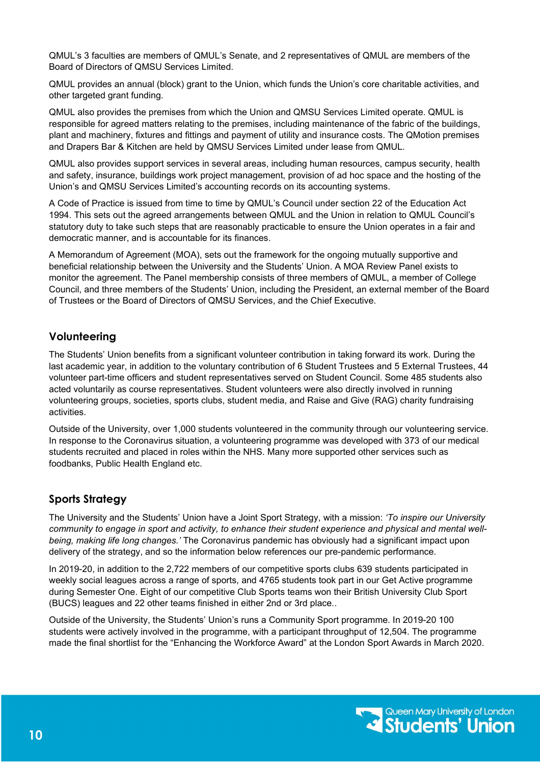QMUL's 3 faculties are members of QMUL's Senate, and 2 representatives of QMUL are members of the Board of Directors of QMSU Services Limited.

QMUL provides an annual (block) grant to the Union, which funds the Union's core charitable activities, and other targeted grant funding.

QMUL also provides the premises from which the Union and QMSU Services Limited operate. QMUL is responsible for agreed matters relating to the premises, including maintenance of the fabric of the buildings, plant and machinery, fixtures and fittings and payment of utility and insurance costs. The QMotion premises and Drapers Bar & Kitchen are held by QMSU Services Limited under lease from QMUL.

QMUL also provides support services in several areas, including human resources, campus security, health and safety, insurance, buildings work project management, provision of ad hoc space and the hosting of the Union's and QMSU Services Limited's accounting records on its accounting systems.

A Code of Practice is issued from time to time by QMUL's Council under section 22 of the Education Act 1994. This sets out the agreed arrangements between QMUL and the Union in relation to QMUL Council's statutory duty to take such steps that are reasonably practicable to ensure the Union operates in a fair and democratic manner, and is accountable for its finances.

A Memorandum of Agreement (MOA), sets out the framework for the ongoing mutually supportive and beneficial relationship between the University and the Students' Union. A MOA Review Panel exists to monitor the agreement. The Panel membership consists of three members of QMUL, a member of College Council, and three members of the Students' Union, including the President, an external member of the Board of Trustees or the Board of Directors of QMSU Services, and the Chief Executive.

## Volunteering

The Students' Union benefits from a significant volunteer contribution in taking forward its work. During the last academic year, in addition to the voluntary contribution of 6 Student Trustees and 5 External Trustees, 44 volunteer part-time officers and student representatives served on Student Council. Some 485 students also acted voluntarily as course representatives. Student volunteers were also directly involved in running volunteering groups, societies, sports clubs, student media, and Raise and Give (RAG) charity fundraising activities.

Outside of the University, over 1,000 students volunteered in the community through our volunteering service. In response to the Coronavirus situation, a volunteering programme was developed with 373 of our medical students recruited and placed in roles within the NHS. Many more supported other services such as foodbanks, Public Health England etc.

## Sports Strategy

The University and the Students' Union have a Joint Sport Strategy, with a mission: *'To inspire our University community to engage in sport and activity, to enhance their student experience and physical and mental well-being, making life long changes.'* The Coronavirus pandemic has obviously had a significant impact upon delivery of the strategy, and so the information below references our pre-pandemic performance.

In 2019-20, in addition to the 2,722 members of our competitive sports clubs 639 students participated in weekly social leagues across a range of sports, and 4765 students took part in our Get Active programme during Semester One. Eight of our competitive Club Sports teams won their British University Club Sport (BUCS) leagues and 22 other teams finished in either 2nd or 3rd place..

Outside of the University, the Students' Union's runs a Community Sport programme. In 2019-20 100 students were actively involved in the programme, with a participant throughput of 12,504. The programme made the final shortlist for the "Enhancing the Workforce Award" at the London Sport Awards in March 2020.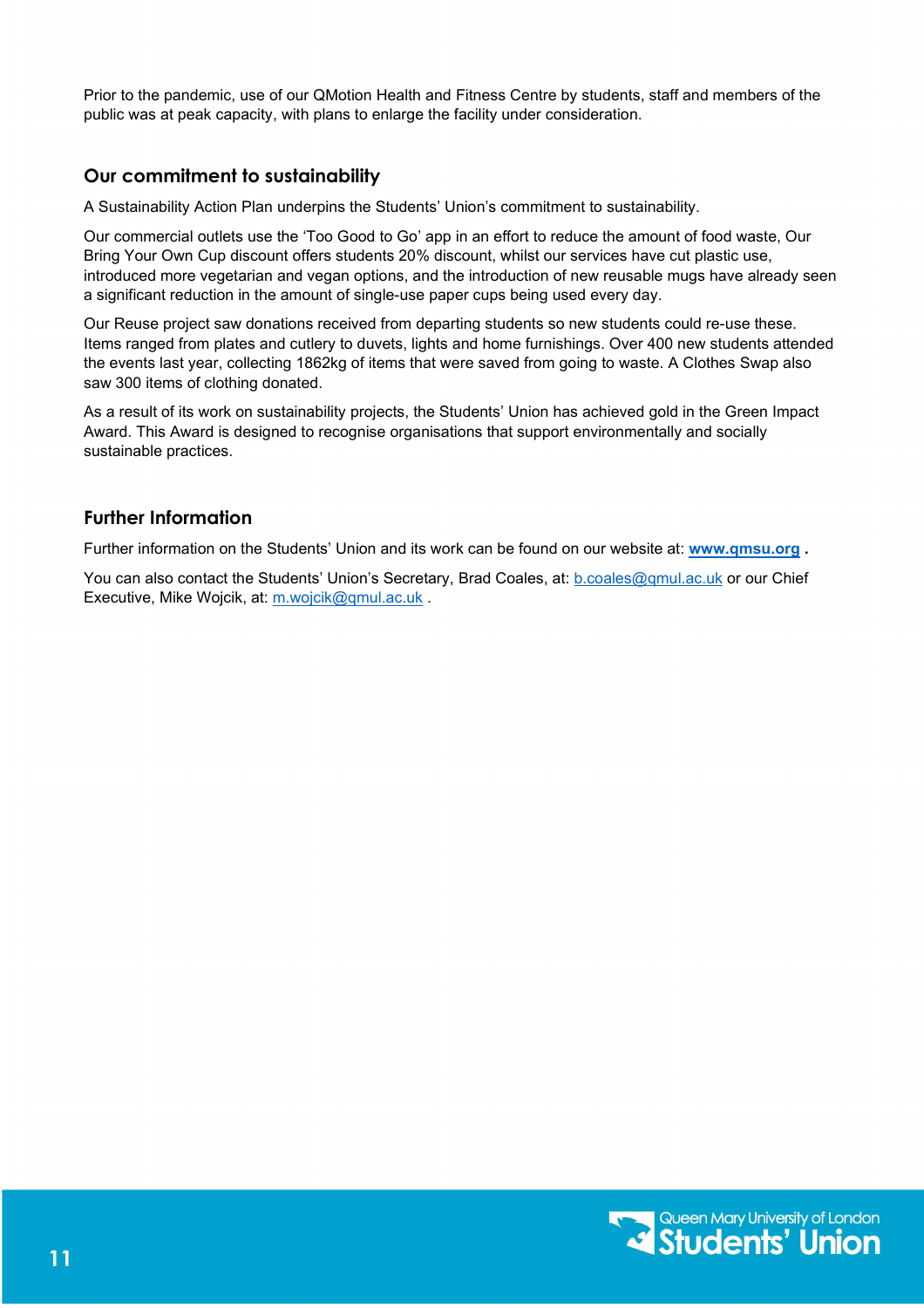Prior to the pandemic, use of our QMotion Health and Fitness Centre by students, staff and members of the public was at peak capacity, with plans to enlarge the facility under consideration.

## Our commitment to sustainability

A Sustainability Action Plan underpins the Students' Union's commitment to sustainability.

Our commercial outlets use the 'Too Good to Go' app in an effort to reduce the amount of food waste, Our Bring Your Own Cup discount offers students 20% discount, whilst our services have cut plastic use, introduced more vegetarian and vegan options, and the introduction of new reusable mugs have already seen a significant reduction in the amount of single-use paper cups being used every day.

Our Reuse project saw donations received from departing students so new students could re-use these. Items ranged from plates and cutlery to duvets, lights and home furnishings. Over 400 new students attended the events last year, collecting 1862kg of items that were saved from going to waste. A Clothes Swap also saw 300 items of clothing donated.

As a result of its work on sustainability projects, the Students' Union has achieved gold in the Green Impact Award. This Award is designed to recognise organisations that support environmentally and socially sustainable practices.

## Further Information

Further information on the Students' Union and its work can be found on our website at: **www.qmsu.org** .

You can also contact the Students' Union's Secretary, Brad Coales, at: b.coales@qmul.ac.uk or our Chief Executive, Mike Wojcik, at: m.wojcik@qmul.ac.uk .